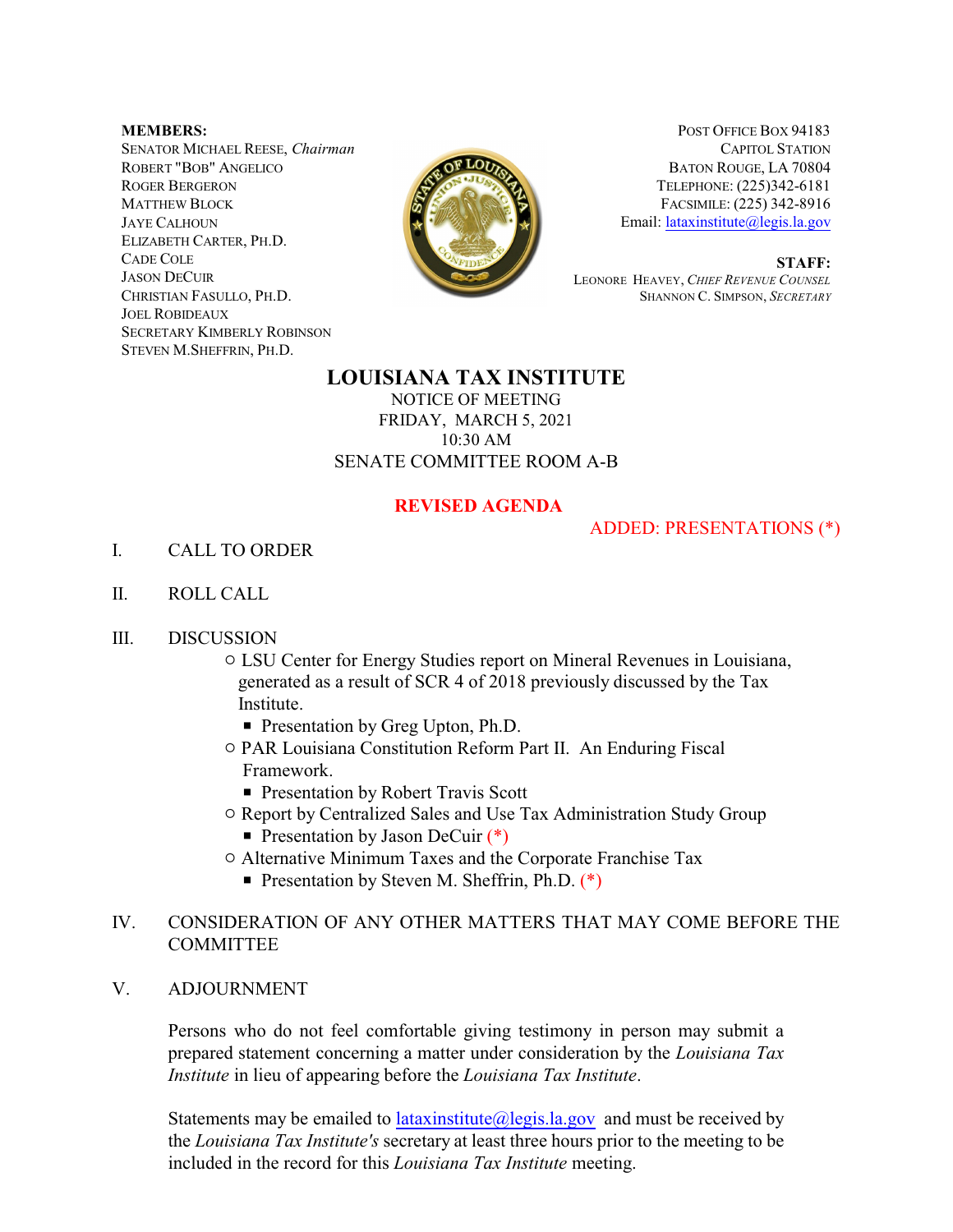**MEMBERS:**
SENATOR MICHAEL REESE, *Chairman*
ROBERT "BOB" ANGELICO
ROGER BERGERON
MATTHEW BLOCK
JAYE CALHOUN
ELIZABETH CARTER, PH.D.
CADE COLE
JASON DECUIR
CHRISTIAN FASULLO, PH.D.
JOEL ROBIDEAUX
SECRETARY KIMBERLY ROBINSON
STEVEN M.SHEFFRIN, PH.D.

POST OFFICE BOX 94183
CAPITOL STATION
BATON ROUGE, LA 70804
TELEPHONE: (225)342-6181
FACSIMILE: (225) 342-8916
Email: lataxinstitute@legis.la.gov

**STAFF:**
LEONORE HEAVEY, *CHIEF REVENUE COUNSEL*
SHANNON C. SIMPSON, *SECRETARY*

# LOUISIANA TAX INSTITUTE

NOTICE OF MEETING
FRIDAY, MARCH 5, 2021
10:30 AM
SENATE COMMITTEE ROOM A-B

## REVISED AGENDA

ADDED: PRESENTATIONS (*)

I. CALL TO ORDER

II. ROLL CALL

III. DISCUSSION

- LSU Center for Energy Studies report on Mineral Revenues in Louisiana, generated as a result of SCR 4 of 2018 previously discussed by the Tax Institute.
  - Presentation by Greg Upton, Ph.D.
- PAR Louisiana Constitution Reform Part II. An Enduring Fiscal Framework.
  - Presentation by Robert Travis Scott
- Report by Centralized Sales and Use Tax Administration Study Group
  - Presentation by Jason DeCuir (*)
- Alternative Minimum Taxes and the Corporate Franchise Tax
  - Presentation by Steven M. Sheffrin, Ph.D. (*)

IV. CONSIDERATION OF ANY OTHER MATTERS THAT MAY COME BEFORE THE COMMITTEE

V. ADJOURNMENT

Persons who do not feel comfortable giving testimony in person may submit a prepared statement concerning a matter under consideration by the *Louisiana Tax Institute* in lieu of appearing before the *Louisiana Tax Institute*.

Statements may be emailed to lataxinstitute@legis.la.gov and must be received by the *Louisiana Tax Institute's* secretary at least three hours prior to the meeting to be included in the record for this *Louisiana Tax Institute* meeting.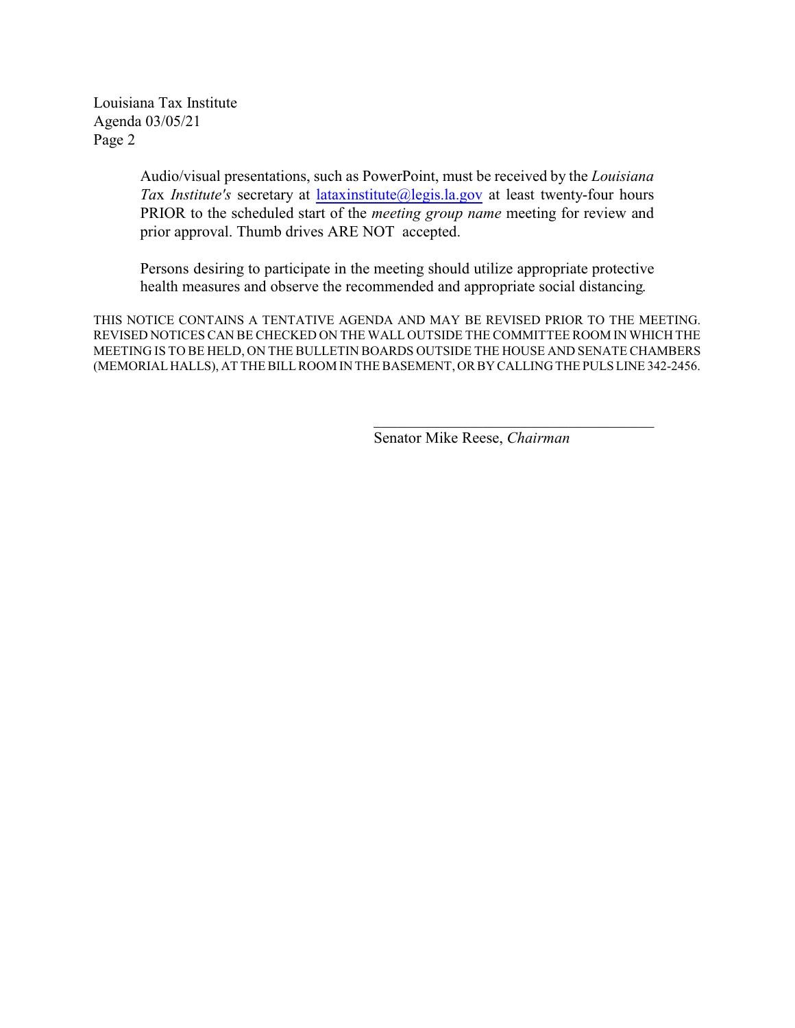Audio/visual presentations, such as PowerPoint, must be received by the *Louisiana Tax Institute's* secretary at lataxinstitute@legis.la.gov at least twenty-four hours PRIOR to the scheduled start of the *meeting group name* meeting for review and prior approval. Thumb drives ARE NOT accepted.

Persons desiring to participate in the meeting should utilize appropriate protective health measures and observe the recommended and appropriate social distancing.

THIS NOTICE CONTAINS A TENTATIVE AGENDA AND MAY BE REVISED PRIOR TO THE MEETING. REVISED NOTICES CAN BE CHECKED ON THE WALL OUTSIDE THE COMMITTEE ROOM IN WHICH THE MEETING IS TO BE HELD, ON THE BULLETIN BOARDS OUTSIDE THE HOUSE AND SENATE CHAMBERS (MEMORIAL HALLS), AT THE BILL ROOM IN THE BASEMENT, OR BY CALLING THE PULS LINE 342-2456.

\_\_\_\_\_\_\_\_\_\_\_\_\_\_\_\_\_\_\_\_\_\_\_\_\_\_\_\_\_\_\_\_\_\_\_\_\_\_

Senator Mike Reese, *Chairman*